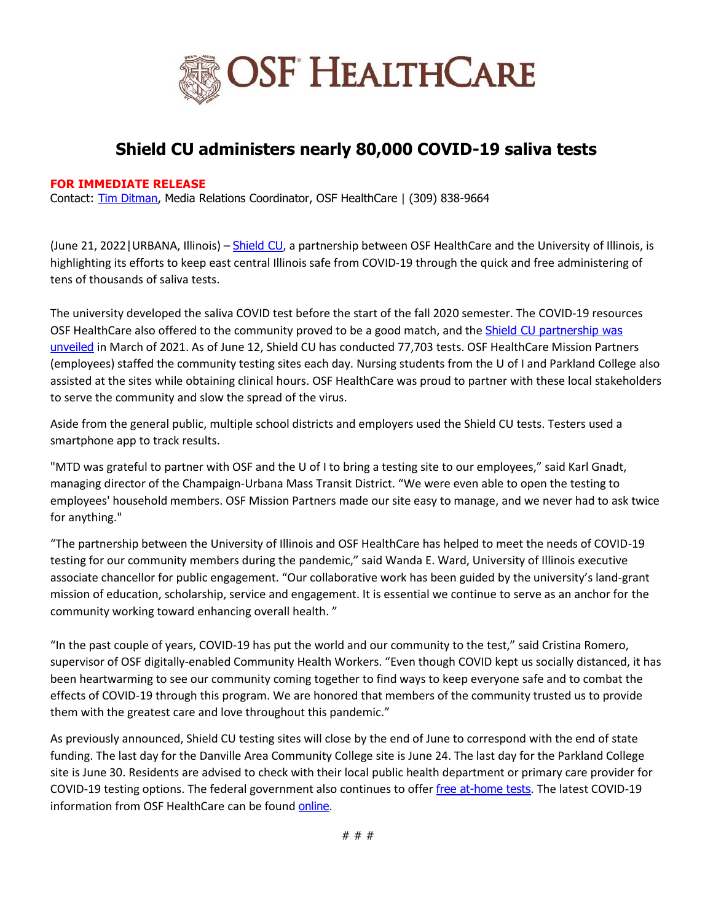# Shield CU administers nearly 80,000 COVID-19 saliva tests

**FOR IMMEDIATE RELEASE**
Contact: Tim Ditman, Media Relations Coordinator, OSF HealthCare | (309) 838-9664

(June 21, 2022|URBANA, Illinois) – Shield CU, a partnership between OSF HealthCare and the University of Illinois, is highlighting its efforts to keep east central Illinois safe from COVID-19 through the quick and free administering of tens of thousands of saliva tests.

The university developed the saliva COVID test before the start of the fall 2020 semester. The COVID-19 resources OSF HealthCare also offered to the community proved to be a good match, and the Shield CU partnership was unveiled in March of 2021. As of June 12, Shield CU has conducted 77,703 tests. OSF HealthCare Mission Partners (employees) staffed the community testing sites each day. Nursing students from the U of I and Parkland College also assisted at the sites while obtaining clinical hours. OSF HealthCare was proud to partner with these local stakeholders to serve the community and slow the spread of the virus.

Aside from the general public, multiple school districts and employers used the Shield CU tests. Testers used a smartphone app to track results.

"MTD was grateful to partner with OSF and the U of I to bring a testing site to our employees," said Karl Gnadt, managing director of the Champaign-Urbana Mass Transit District. "We were even able to open the testing to employees' household members. OSF Mission Partners made our site easy to manage, and we never had to ask twice for anything."

"The partnership between the University of Illinois and OSF HealthCare has helped to meet the needs of COVID-19 testing for our community members during the pandemic," said Wanda E. Ward, University of Illinois executive associate chancellor for public engagement. "Our collaborative work has been guided by the university's land-grant mission of education, scholarship, service and engagement. It is essential we continue to serve as an anchor for the community working toward enhancing overall health. "

"In the past couple of years, COVID-19 has put the world and our community to the test," said Cristina Romero, supervisor of OSF digitally-enabled Community Health Workers. "Even though COVID kept us socially distanced, it has been heartwarming to see our community coming together to find ways to keep everyone safe and to combat the effects of COVID-19 through this program. We are honored that members of the community trusted us to provide them with the greatest care and love throughout this pandemic."

As previously announced, Shield CU testing sites will close by the end of June to correspond with the end of state funding. The last day for the Danville Area Community College site is June 24. The last day for the Parkland College site is June 30. Residents are advised to check with their local public health department or primary care provider for COVID-19 testing options. The federal government also continues to offer free at-home tests. The latest COVID-19 information from OSF HealthCare can be found online.

# # #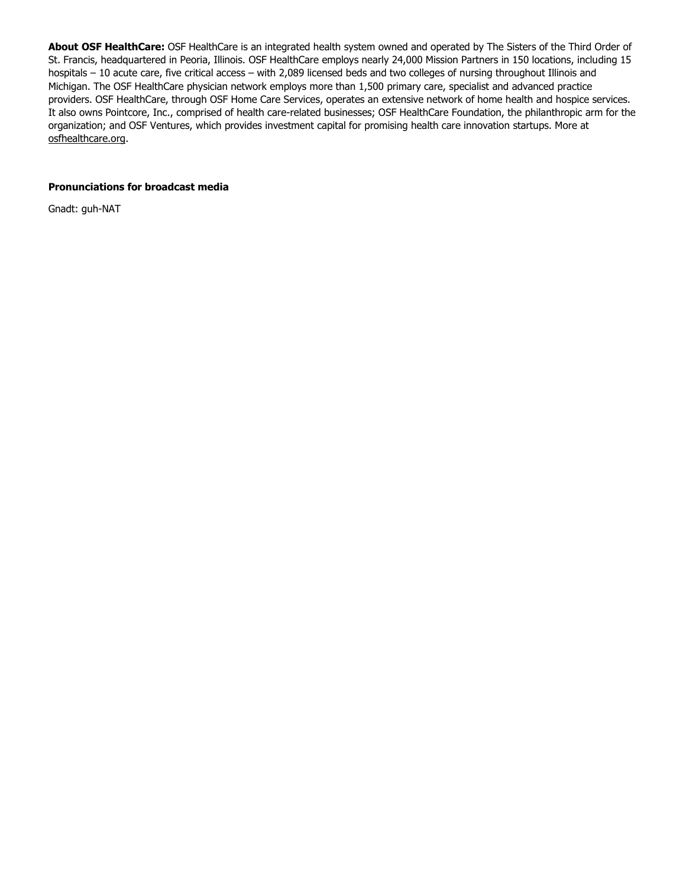**About OSF HealthCare:** OSF HealthCare is an integrated health system owned and operated by The Sisters of the Third Order of St. Francis, headquartered in Peoria, Illinois. OSF HealthCare employs nearly 24,000 Mission Partners in 150 locations, including 15 hospitals – 10 acute care, five critical access – with 2,089 licensed beds and two colleges of nursing throughout Illinois and Michigan. The OSF HealthCare physician network employs more than 1,500 primary care, specialist and advanced practice providers. OSF HealthCare, through OSF Home Care Services, operates an extensive network of home health and hospice services. It also owns Pointcore, Inc., comprised of health care-related businesses; OSF HealthCare Foundation, the philanthropic arm for the organization; and OSF Ventures, which provides investment capital for promising health care innovation startups. More at osfhealthcare.org.

**Pronunciations for broadcast media**

Gnadt: guh-NAT